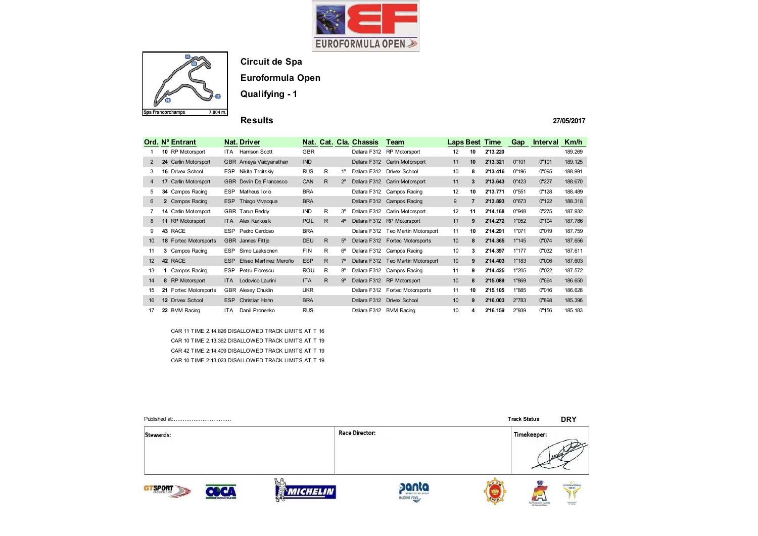EUROFORMULA OPEN

Spa Francorchamps 7.004 m.

# Circuit de Spa

## Euroformula Open

## Qualifying - 1

### Results

27/05/2017

| Ord. | Nº | Entrant | Nat. | Driver | Nat. | Cat. | Cla. | Chassis | Team | Laps | Best | Time | Gap | Interval | Km/h |
|---|---|---|---|---|---|---|---|---|---|---|---|---|---|---|---|
| 1 | 10 | RP Motorsport | ITA | Harrison Scott | GBR | | | Dallara F312 | RP Motorsport | 12 | 10 | 2'13.220 | | | 189.269 |
| 2 | 24 | Carlin Motorsport | GBR | Ameya Vaidyanathan | IND | | | Dallara F312 | Carlin Motorsport | 11 | 10 | 2'13.321 | 0"101 | 0"101 | 189.125 |
| 3 | 16 | Drivex School | ESP | Nikita Troitskiy | RUS | R | 1º | Dallara F312 | Drivex School | 10 | 8 | 2'13.416 | 0"196 | 0"095 | 188.991 |
| 4 | 17 | Carlin Motorsport | GBR | Devlin De Francesco | CAN | R | 2º | Dallara F312 | Carlin Motorsport | 11 | 3 | 2'13.643 | 0"423 | 0"227 | 188.670 |
| 5 | 34 | Campos Racing | ESP | Matheus Iorio | BRA | | | Dallara F312 | Campos Racing | 12 | 10 | 2'13.771 | 0"551 | 0"128 | 188.489 |
| 6 | 2 | Campos Racing | ESP | Thiago Vivacqua | BRA | | | Dallara F312 | Campos Racing | 9 | 7 | 2'13.893 | 0"673 | 0"122 | 188.318 |
| 7 | 14 | Carlin Motorsport | GBR | Tarun Reddy | IND | R | 3º | Dallara F312 | Carlin Motorsport | 12 | 11 | 2'14.168 | 0"948 | 0"275 | 187.932 |
| 8 | 11 | RP Motorsport | ITA | Alex Karkosik | POL | R | 4º | Dallara F312 | RP Motorsport | 11 | 9 | 2'14.272 | 1"052 | 0"104 | 187.786 |
| 9 | 43 | RACE | ESP | Pedro Cardoso | BRA | | | Dallara F312 | Teo Martin Motorsport | 11 | 10 | 2'14.291 | 1"071 | 0"019 | 187.759 |
| 10 | 18 | Fortec Motorsports | GBR | Jannes Fittje | DEU | R | 5º | Dallara F312 | Fortec Motorsports | 10 | 8 | 2'14.365 | 1"145 | 0"074 | 187.656 |
| 11 | 3 | Campos Racing | ESP | Simo Laaksonen | FIN | R | 6º | Dallara F312 | Campos Racing | 10 | 3 | 2'14.397 | 1"177 | 0"032 | 187.611 |
| 12 | 42 | RACE | ESP | Eliseo Martinez Meroño | ESP | R | 7º | Dallara F312 | Teo Martin Motorsport | 10 | 9 | 2'14.403 | 1"183 | 0"006 | 187.603 |
| 13 | 1 | Campos Racing | ESP | Petru Florescu | ROU | R | 8º | Dallara F312 | Campos Racing | 11 | 9 | 2'14.425 | 1"205 | 0"022 | 187.572 |
| 14 | 8 | RP Motorsport | ITA | Lodovico Laurini | ITA | R | 9º | Dallara F312 | RP Motorsport | 10 | 8 | 2'15.089 | 1"869 | 0"664 | 186.650 |
| 15 | 21 | Fortec Motorsports | GBR | Alexey Chuklin | UKR | | | Dallara F312 | Fortec Motorsports | 11 | 10 | 2'15.105 | 1"885 | 0"016 | 186.628 |
| 16 | 12 | Drivex School | ESP | Christian Hahn | BRA | | | Dallara F312 | Drivex School | 10 | 9 | 2'16.003 | 2"783 | 0"898 | 185.396 |
| 17 | 22 | BVM Racing | ITA | Daniil Pronenko | RUS | | | Dallara F312 | BVM Racing | 10 | 4 | 2'16.159 | 2"939 | 0"156 | 185.183 |

CAR 11 TIME 2.14.826 DISALLOWED TRACK LIMITS AT T 16

CAR 10 TIME 2.13.362 DISALLOWED TRACK LIMITS AT T 19

CAR 42 TIME 2.14.409 DISALLOWED TRACK LIMITS AT T 19

CAR 10 TIME 2:13.023 DISALLOWED TRACK LIMITS AT T 19

Published at:................................

Track Status **DRY**

| Stewards: | Race Director: | Timekeeper: |
|---|---|---|
| | | |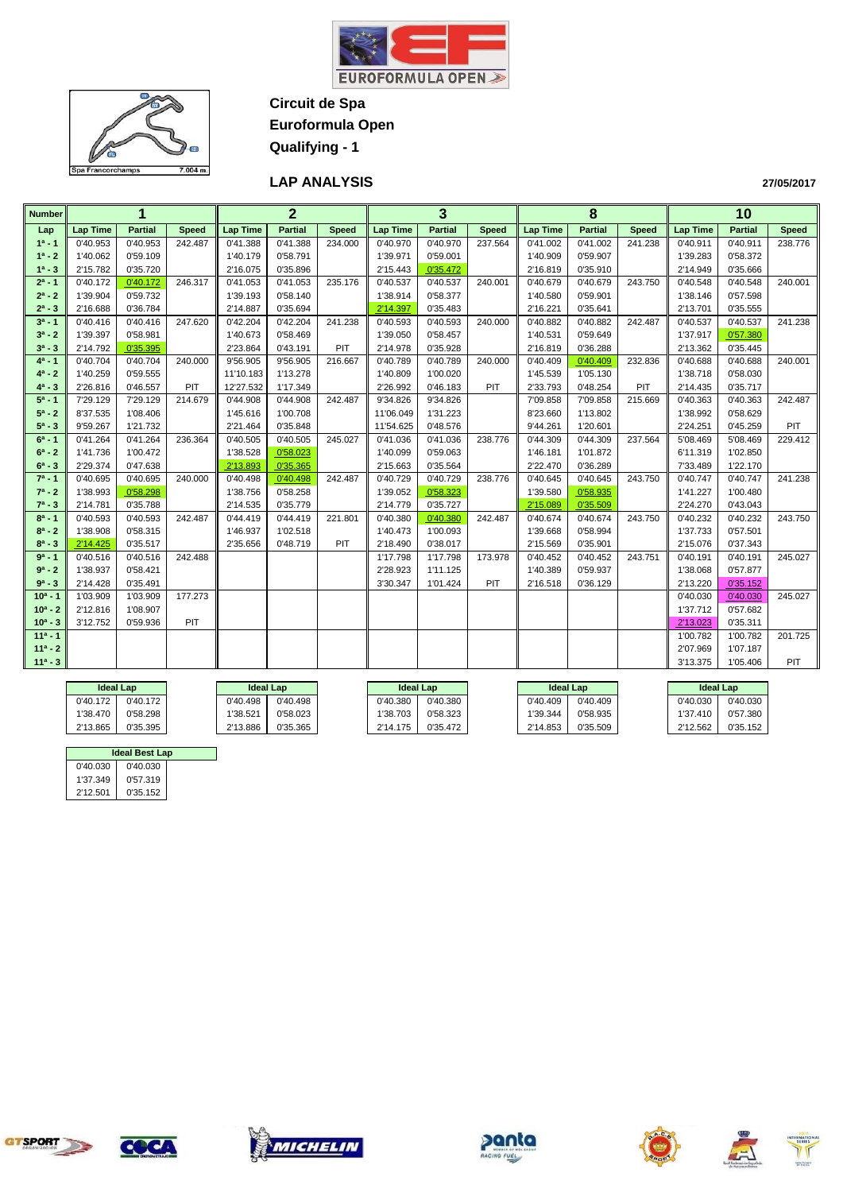**Circuit de Spa**

**Euroformula Open**

**Qualifying - 1**

## LAP ANALYSIS

**27/05/2017**

| Number | 1 | | | 2 | | | 3 | | | 8 | | | 10 | | |
|---|---|---|---|---|---|---|---|---|---|---|---|---|---|---|---|
| Lap | Lap Time | Partial | Speed | Lap Time | Partial | Speed | Lap Time | Partial | Speed | Lap Time | Partial | Speed | Lap Time | Partial | Speed |
| 1ª - 1 | 0'40.953 | 0'40.953 | 242.487 | 0'41.388 | 0'41.388 | 234.000 | 0'40.970 | 0'40.970 | 237.564 | 0'41.002 | 0'41.002 | 241.238 | 0'40.911 | 0'40.911 | 238.776 |
| 1ª - 2 | 1'40.062 | 0'59.109 | | 1'40.179 | 0'58.791 | | 1'39.971 | 0'59.001 | | 1'40.909 | 0'59.907 | | 1'39.283 | 0'58.372 | |
| 1ª - 3 | 2'15.782 | 0'35.720 | | 2'16.075 | 0'35.896 | | 2'15.443 | 0'35.472 | | 2'16.819 | 0'35.910 | | 2'14.949 | 0'35.666 | |
| 2ª - 1 | 0'40.172 | 0'40.172 | 246.317 | 0'41.053 | 0'41.053 | 235.176 | 0'40.537 | 0'40.537 | 240.001 | 0'40.679 | 0'40.679 | 243.750 | 0'40.548 | 0'40.548 | 240.001 |
| 2ª - 2 | 1'39.904 | 0'59.732 | | 1'39.193 | 0'58.140 | | 1'38.914 | 0'58.377 | | 1'40.580 | 0'59.901 | | 1'38.146 | 0'57.598 | |
| 2ª - 3 | 2'16.688 | 0'36.784 | | 2'14.887 | 0'35.694 | | 2'14.397 | 0'35.483 | | 2'16.221 | 0'35.641 | | 2'13.701 | 0'35.555 | |
| 3ª - 1 | 0'40.416 | 0'40.416 | 247.620 | 0'42.204 | 0'42.204 | 241.238 | 0'40.593 | 0'40.593 | 240.000 | 0'40.882 | 0'40.882 | 242.487 | 0'40.537 | 0'40.537 | 241.238 |
| 3ª - 2 | 1'39.397 | 0'58.981 | | 1'40.673 | 0'58.469 | | 1'39.050 | 0'58.457 | | 1'40.531 | 0'59.649 | | 1'37.917 | 0'57.380 | |
| 3ª - 3 | 2'14.792 | 0'35.395 | | 2'23.864 | 0'43.191 | PIT | 2'14.978 | 0'35.928 | | 2'16.819 | 0'36.288 | | 2'13.362 | 0'35.445 | |
| 4ª - 1 | 0'40.704 | 0'40.704 | 240.000 | 9'56.905 | 9'56.905 | 216.667 | 0'40.789 | 0'40.789 | 240.000 | 0'40.409 | 0'40.409 | 232.836 | 0'40.688 | 0'40.688 | 240.001 |
| 4ª - 2 | 1'40.259 | 0'59.555 | | 11'10.183 | 1'13.278 | | 1'40.809 | 1'00.020 | | 1'45.539 | 1'05.130 | | 1'38.718 | 0'58.030 | |
| 4ª - 3 | 2'26.816 | 0'46.557 | PIT | 12'27.532 | 1'17.349 | | 2'26.992 | 0'46.183 | PIT | 2'33.793 | 0'48.254 | PIT | 2'14.435 | 0'35.717 | |
| 5ª - 1 | 7'29.129 | 7'29.129 | 214.679 | 0'44.908 | 0'44.908 | 242.487 | 9'34.826 | 9'34.826 | | 7'09.858 | 7'09.858 | 215.669 | 0'40.363 | 0'40.363 | 242.487 |
| 5ª - 2 | 8'37.535 | 1'08.406 | | 1'45.616 | 1'00.708 | | 11'06.049 | 1'31.223 | | 8'23.660 | 1'13.802 | | 1'38.992 | 0'58.629 | |
| 5ª - 3 | 9'59.267 | 1'21.732 | | 2'21.464 | 0'35.848 | | 11'54.625 | 0'48.576 | | 9'44.261 | 1'20.601 | | 2'24.251 | 0'45.259 | PIT |
| 6ª - 1 | 0'41.264 | 0'41.264 | 236.364 | 0'40.505 | 0'40.505 | 245.027 | 0'41.036 | 0'41.036 | 238.776 | 0'44.309 | 0'44.309 | 237.564 | 5'08.469 | 5'08.469 | 229.412 |
| 6ª - 2 | 1'41.736 | 1'00.472 | | 1'38.528 | 0'58.023 | | 1'40.099 | 0'59.063 | | 1'46.181 | 1'01.872 | | 6'11.319 | 1'02.850 | |
| 6ª - 3 | 2'29.374 | 0'47.638 | | 2'13.893 | 0'35.365 | | 2'15.663 | 0'35.564 | | 2'22.470 | 0'36.289 | | 7'33.489 | 1'22.170 | |
| 7ª - 1 | 0'40.695 | 0'40.695 | 240.000 | 0'40.498 | 0'40.498 | 242.487 | 0'40.729 | 0'40.729 | 238.776 | 0'40.645 | 0'40.645 | 243.750 | 0'40.747 | 0'40.747 | 241.238 |
| 7ª - 2 | 1'38.993 | 0'58.298 | | 1'38.756 | 0'58.258 | | 1'39.052 | 0'58.323 | | 1'39.580 | 0'58.935 | | 1'41.227 | 1'00.480 | |
| 7ª - 3 | 2'14.781 | 0'35.788 | | 2'14.535 | 0'35.779 | | 2'14.779 | 0'35.727 | | 2'15.089 | 0'35.509 | | 2'24.270 | 0'43.043 | |
| 8ª - 1 | 0'40.593 | 0'40.593 | 242.487 | 0'44.419 | 0'44.419 | 221.801 | 0'40.380 | 0'40.380 | 242.487 | 0'40.674 | 0'40.674 | 243.750 | 0'40.232 | 0'40.232 | 243.750 |
| 8ª - 2 | 1'38.908 | 0'58.315 | | 1'46.937 | 1'02.518 | | 1'40.473 | 1'00.093 | | 1'39.668 | 0'58.994 | | 1'37.733 | 0'57.501 | |
| 8ª - 3 | 2'14.425 | 0'35.517 | | 2'35.656 | 0'48.719 | PIT | 2'18.490 | 0'38.017 | | 2'15.569 | 0'35.901 | | 2'15.076 | 0'37.343 | |
| 9ª - 1 | 0'40.516 | 0'40.516 | 242.488 | | | | 1'17.798 | 1'17.798 | 173.978 | 0'40.452 | 0'40.452 | 243.751 | 0'40.191 | 0'40.191 | 245.027 |
| 9ª - 2 | 1'38.937 | 0'58.421 | | | | | 2'28.923 | 1'11.125 | | 1'40.389 | 0'59.937 | | 1'38.068 | 0'57.877 | |
| 9ª - 3 | 2'14.428 | 0'35.491 | | | | | 3'30.347 | 1'01.424 | PIT | 2'16.518 | 0'36.129 | | 2'13.220 | 0'35.152 | |
| 10ª - 1 | 1'03.909 | 1'03.909 | 177.273 | | | | | | | | | | 0'40.030 | 0'40.030 | 245.027 |
| 10ª - 2 | 2'12.816 | 1'08.907 | | | | | | | | | | | 1'37.712 | 0'57.682 | |
| 10ª - 3 | 3'12.752 | 0'59.936 | PIT | | | | | | | | | | 2'13.023 | 0'35.311 | |
| 11ª - 1 | | | | | | | | | | | | | 1'00.782 | 1'00.782 | 201.725 |
| 11ª - 2 | | | | | | | | | | | | | 2'07.969 | 1'07.187 | |
| 11ª - 3 | | | | | | | | | | | | | 3'13.375 | 1'05.406 | PIT |

| Ideal Lap (1) | | Ideal Lap (2) | | Ideal Lap (3) | | Ideal Lap (8) | | Ideal Lap (10) | |
|---|---|---|---|---|---|---|---|---|---|
| 0'40.172 | 0'40.172 | 0'40.498 | 0'40.498 | 0'40.380 | 0'40.380 | 0'40.409 | 0'40.409 | 0'40.030 | 0'40.030 |
| 1'38.470 | 0'58.298 | 1'38.521 | 0'58.023 | 1'38.703 | 0'58.323 | 1'39.344 | 0'58.935 | 1'37.410 | 0'57.380 |
| 2'13.865 | 0'35.395 | 2'13.886 | 0'35.365 | 2'14.175 | 0'35.472 | 2'14.853 | 0'35.509 | 2'12.562 | 0'35.152 |

| Ideal Best Lap | |
|---|---|
| 0'40.030 | 0'40.030 |
| 1'37.349 | 0'57.319 |
| 2'12.501 | 0'35.152 |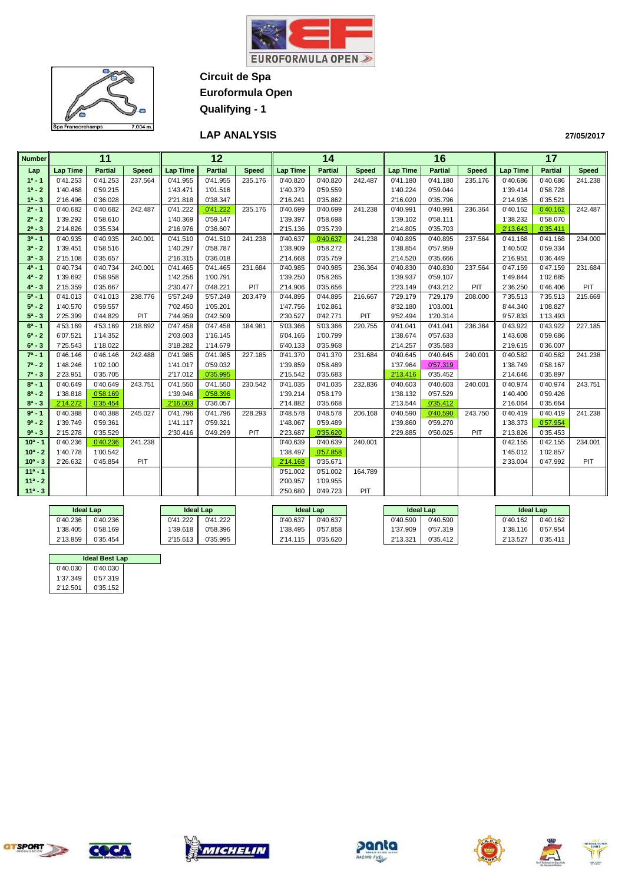# Circuit de Spa

## Euroformula Open

## Qualifying - 1

### LAP ANALYSIS

27/05/2017

| Number | 11 | | | 12 | | | 14 | | | 16 | | | 17 | | |
|---|---|---|---|---|---|---|---|---|---|---|---|---|---|---|---|
| Lap | Lap Time | Partial | Speed | Lap Time | Partial | Speed | Lap Time | Partial | Speed | Lap Time | Partial | Speed | Lap Time | Partial | Speed |
| 1ª - 1 | 0'41.253 | 0'41.253 | 237.564 | 0'41.955 | 0'41.955 | 235.176 | 0'40.820 | 0'40.820 | 242.487 | 0'41.180 | 0'41.180 | 235.176 | 0'40.686 | 0'40.686 | 241.238 |
| 1ª - 2 | 1'40.468 | 0'59.215 | | 1'43.471 | 1'01.516 | | 1'40.379 | 0'59.559 | | 1'40.224 | 0'59.044 | | 1'39.414 | 0'58.728 | |
| 1ª - 3 | 2'16.496 | 0'36.028 | | 2'21.818 | 0'38.347 | | 2'16.241 | 0'35.862 | | 2'16.020 | 0'35.796 | | 2'14.935 | 0'35.521 | |
| 2ª - 1 | 0'40.682 | 0'40.682 | 242.487 | 0'41.222 | 0'41.222 | 235.176 | 0'40.699 | 0'40.699 | 241.238 | 0'40.991 | 0'40.991 | 236.364 | 0'40.162 | 0'40.162 | 242.487 |
| 2ª - 2 | 1'39.292 | 0'58.610 | | 1'40.369 | 0'59.147 | | 1'39.397 | 0'58.698 | | 1'39.102 | 0'58.111 | | 1'38.232 | 0'58.070 | |
| 2ª - 3 | 2'14.826 | 0'35.534 | | 2'16.976 | 0'36.607 | | 2'15.136 | 0'35.739 | | 2'14.805 | 0'35.703 | | 2'13.643 | 0'35.411 | |
| 3ª - 1 | 0'40.935 | 0'40.935 | 240.001 | 0'41.510 | 0'41.510 | 241.238 | 0'40.637 | 0'40.637 | 241.238 | 0'40.895 | 0'40.895 | 237.564 | 0'41.168 | 0'41.168 | 234.000 |
| 3ª - 2 | 1'39.451 | 0'58.516 | | 1'40.297 | 0'58.787 | | 1'38.909 | 0'58.272 | | 1'38.854 | 0'57.959 | | 1'40.502 | 0'59.334 | |
| 3ª - 3 | 2'15.108 | 0'35.657 | | 2'16.315 | 0'36.018 | | 2'14.668 | 0'35.759 | | 2'14.520 | 0'35.666 | | 2'16.951 | 0'36.449 | |
| 4ª - 1 | 0'40.734 | 0'40.734 | 240.001 | 0'41.465 | 0'41.465 | 231.684 | 0'40.985 | 0'40.985 | 236.364 | 0'40.830 | 0'40.830 | 237.564 | 0'47.159 | 0'47.159 | 231.684 |
| 4ª - 2 | 1'39.692 | 0'58.958 | | 1'42.256 | 1'00.791 | | 1'39.250 | 0'58.265 | | 1'39.937 | 0'59.107 | | 1'49.844 | 1'02.685 | |
| 4ª - 3 | 2'15.359 | 0'35.667 | | 2'30.477 | 0'48.221 | PIT | 2'14.906 | 0'35.656 | | 2'23.149 | 0'43.212 | PIT | 2'36.250 | 0'46.406 | PIT |
| 5ª - 1 | 0'41.013 | 0'41.013 | 238.776 | 5'57.249 | 5'57.249 | 203.479 | 0'44.895 | 0'44.895 | 216.667 | 7'29.179 | 7'29.179 | 208.000 | 7'35.513 | 7'35.513 | 215.669 |
| 5ª - 2 | 1'40.570 | 0'59.557 | | 7'02.450 | 1'05.201 | | 1'47.756 | 1'02.861 | | 8'32.180 | 1'03.001 | | 8'44.340 | 1'08.827 | |
| 5ª - 3 | 2'25.399 | 0'44.829 | PIT | 7'44.959 | 0'42.509 | | 2'30.527 | 0'42.771 | PIT | 9'52.494 | 1'20.314 | | 9'57.833 | 1'13.493 | |
| 6ª - 1 | 4'53.169 | 4'53.169 | 218.692 | 0'47.458 | 0'47.458 | 184.981 | 5'03.366 | 5'03.366 | 220.755 | 0'41.041 | 0'41.041 | 236.364 | 0'43.922 | 0'43.922 | 227.185 |
| 6ª - 2 | 6'07.521 | 1'14.352 | | 2'03.603 | 1'16.145 | | 6'04.165 | 1'00.799 | | 1'38.674 | 0'57.633 | | 1'43.608 | 0'59.686 | |
| 6ª - 3 | 7'25.543 | 1'18.022 | | 3'18.282 | 1'14.679 | | 6'40.133 | 0'35.968 | | 2'14.257 | 0'35.583 | | 2'19.615 | 0'36.007 | |
| 7ª - 1 | 0'46.146 | 0'46.146 | 242.488 | 0'41.985 | 0'41.985 | 227.185 | 0'41.370 | 0'41.370 | 231.684 | 0'40.645 | 0'40.645 | 240.001 | 0'40.582 | 0'40.582 | 241.238 |
| 7ª - 2 | 1'48.246 | 1'02.100 | | 1'41.017 | 0'59.032 | | 1'39.859 | 0'58.489 | | 1'37.964 | 0'57.319 | | 1'38.749 | 0'58.167 | |
| 7ª - 3 | 2'23.951 | 0'35.705 | | 2'17.012 | 0'35.995 | | 2'15.542 | 0'35.683 | | 2'13.416 | 0'35.452 | | 2'14.646 | 0'35.897 | |
| 8ª - 1 | 0'40.649 | 0'40.649 | 243.751 | 0'41.550 | 0'41.550 | 230.542 | 0'41.035 | 0'41.035 | 232.836 | 0'40.603 | 0'40.603 | 240.001 | 0'40.974 | 0'40.974 | 243.751 |
| 8ª - 2 | 1'38.818 | 0'58.169 | | 1'39.946 | 0'58.396 | | 1'39.214 | 0'58.179 | | 1'38.132 | 0'57.529 | | 1'40.400 | 0'59.426 | |
| 8ª - 3 | 2'14.272 | 0'35.454 | | 2'16.003 | 0'36.057 | | 2'14.882 | 0'35.668 | | 2'13.544 | 0'35.412 | | 2'16.064 | 0'35.664 | |
| 9ª - 1 | 0'40.388 | 0'40.388 | 245.027 | 0'41.796 | 0'41.796 | 228.293 | 0'48.578 | 0'48.578 | 206.168 | 0'40.590 | 0'40.590 | 243.750 | 0'40.419 | 0'40.419 | 241.238 |
| 9ª - 2 | 1'39.749 | 0'59.361 | | 1'41.117 | 0'59.321 | | 1'48.067 | 0'59.489 | | 1'39.860 | 0'59.270 | | 1'38.373 | 0'57.954 | |
| 9ª - 3 | 2'15.278 | 0'35.529 | | 2'30.416 | 0'49.299 | PIT | 2'23.687 | 0'35.620 | | 2'29.885 | 0'50.025 | PIT | 2'13.826 | 0'35.453 | |
| 10ª - 1 | 0'40.236 | 0'40.236 | 241.238 | | | | 0'40.639 | 0'40.639 | 240.001 | | | | 0'42.155 | 0'42.155 | 234.001 |
| 10ª - 2 | 1'40.778 | 1'00.542 | | | | | 1'38.497 | 0'57.858 | | | | | 1'45.012 | 1'02.857 | |
| 10ª - 3 | 2'26.632 | 0'45.854 | PIT | | | | 2'14.168 | 0'35.671 | | | | | 2'33.004 | 0'47.992 | PIT |
| 11ª - 1 | | | | | | | 0'51.002 | 0'51.002 | 164.789 | | | | | | |
| 11ª - 2 | | | | | | | 2'00.957 | 1'09.955 | | | | | | | |
| 11ª - 3 | | | | | | | 2'50.680 | 0'49.723 | PIT | | | | | | |

| Ideal Lap (11) | | Ideal Lap (12) | | Ideal Lap (14) | | Ideal Lap (16) | | Ideal Lap (17) | |
|---|---|---|---|---|---|---|---|---|---|
| 0'40.236 | 0'40.236 | 0'41.222 | 0'41.222 | 0'40.637 | 0'40.637 | 0'40.590 | 0'40.590 | 0'40.162 | 0'40.162 |
| 1'38.405 | 0'58.169 | 1'39.618 | 0'58.396 | 1'38.495 | 0'57.858 | 1'37.909 | 0'57.319 | 1'38.116 | 0'57.954 |
| 2'13.859 | 0'35.454 | 2'15.613 | 0'35.995 | 2'14.115 | 0'35.620 | 2'13.321 | 0'35.412 | 2'13.527 | 0'35.411 |

| Ideal Best Lap | |
|---|---|
| 0'40.030 | 0'40.030 |
| 1'37.349 | 0'57.319 |
| 2'12.501 | 0'35.152 |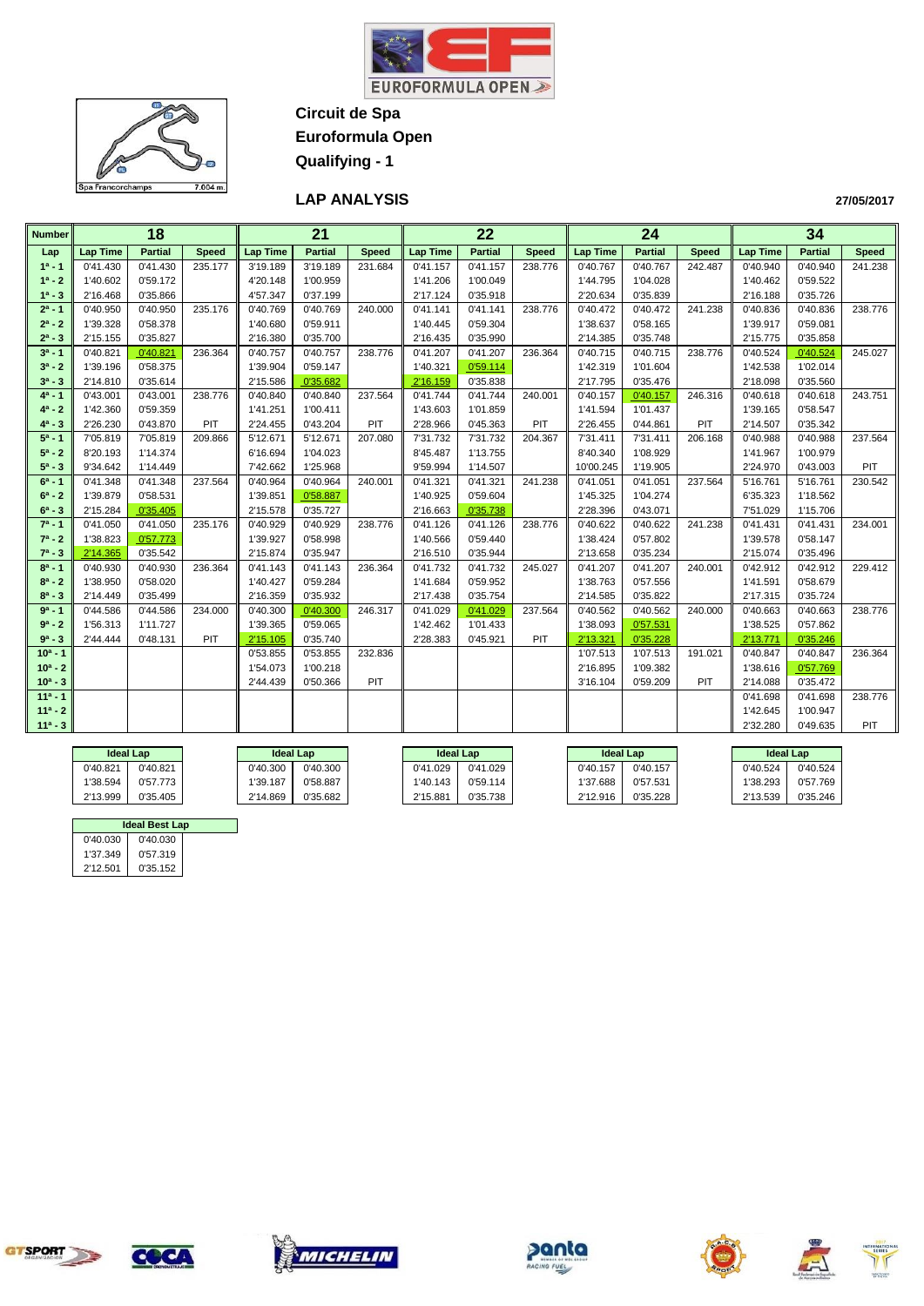EUROFORMULA OPEN

Spa Francorchamps 7.004 m.

**Circuit de Spa**

**Euroformula Open**

**Qualifying - 1**

## LAP ANALYSIS

27/05/2017

| Number | 18 | | | 21 | | | 22 | | | 24 | | | 34 | | |
|---|---|---|---|---|---|---|---|---|---|---|---|---|---|---|---|
| Lap | Lap Time | Partial | Speed | Lap Time | Partial | Speed | Lap Time | Partial | Speed | Lap Time | Partial | Speed | Lap Time | Partial | Speed |
| 1ª - 1 | 0'41.430 | 0'41.430 | 235.177 | 3'19.189 | 3'19.189 | 231.684 | 0'41.157 | 0'41.157 | 238.776 | 0'40.767 | 0'40.767 | 242.487 | 0'40.940 | 0'40.940 | 241.238 |
| 1ª - 2 | 1'40.602 | 0'59.172 | | 4'20.148 | 1'00.959 | | 1'41.206 | 1'00.049 | | 1'44.795 | 1'04.028 | | 1'40.462 | 0'59.522 | |
| 1ª - 3 | 2'16.468 | 0'35.866 | | 4'57.347 | 0'37.199 | | 2'17.124 | 0'35.918 | | 2'20.634 | 0'35.839 | | 2'16.188 | 0'35.726 | |
| 2ª - 1 | 0'40.950 | 0'40.950 | 235.176 | 0'40.769 | 0'40.769 | 240.000 | 0'41.141 | 0'41.141 | 238.776 | 0'40.472 | 0'40.472 | 241.238 | 0'40.836 | 0'40.836 | 238.776 |
| 2ª - 2 | 1'39.328 | 0'58.378 | | 1'40.680 | 0'59.911 | | 1'40.445 | 0'59.304 | | 1'38.637 | 0'58.165 | | 1'39.917 | 0'59.081 | |
| 2ª - 3 | 2'15.155 | 0'35.827 | | 2'16.380 | 0'35.700 | | 2'16.435 | 0'35.990 | | 2'14.385 | 0'35.748 | | 2'15.775 | 0'35.858 | |
| 3ª - 1 | 0'40.821 | 0'40.821 | 236.364 | 0'40.757 | 0'40.757 | 238.776 | 0'41.207 | 0'41.207 | 236.364 | 0'40.715 | 0'40.715 | 238.776 | 0'40.524 | 0'40.524 | 245.027 |
| 3ª - 2 | 1'39.196 | 0'58.375 | | 1'39.904 | 0'59.147 | | 1'40.321 | 0'59.114 | | 1'42.319 | 1'01.604 | | 1'42.538 | 1'02.014 | |
| 3ª - 3 | 2'14.810 | 0'35.614 | | 2'15.586 | 0'35.682 | | 2'16.159 | 0'35.838 | | 2'17.795 | 0'35.476 | | 2'18.098 | 0'35.560 | |
| 4ª - 1 | 0'43.001 | 0'43.001 | 238.776 | 0'40.840 | 0'40.840 | 237.564 | 0'41.744 | 0'41.744 | 240.001 | 0'40.157 | 0'40.157 | 246.316 | 0'40.618 | 0'40.618 | 243.751 |
| 4ª - 2 | 1'42.360 | 0'59.359 | | 1'41.251 | 1'00.411 | | 1'43.603 | 1'01.859 | | 1'41.594 | 1'01.437 | | 1'39.165 | 0'58.547 | |
| 4ª - 3 | 2'26.230 | 0'43.870 | PIT | 2'24.455 | 0'43.204 | PIT | 2'28.966 | 0'45.363 | PIT | 2'26.455 | 0'44.861 | PIT | 2'14.507 | 0'35.342 | |
| 5ª - 1 | 7'05.819 | 7'05.819 | 209.866 | 5'12.671 | 5'12.671 | 207.080 | 7'31.732 | 7'31.732 | 204.367 | 7'31.411 | 7'31.411 | 206.168 | 0'40.988 | 0'40.988 | 237.564 |
| 5ª - 2 | 8'20.193 | 1'14.374 | | 6'16.694 | 1'04.023 | | 8'45.487 | 1'13.755 | | 8'40.340 | 1'08.929 | | 1'41.967 | 1'00.979 | |
| 5ª - 3 | 9'34.642 | 1'14.449 | | 7'42.662 | 1'25.968 | | 9'59.994 | 1'14.507 | | 10'00.245 | 1'19.905 | | 2'24.970 | 0'43.003 | PIT |
| 6ª - 1 | 0'41.348 | 0'41.348 | 237.564 | 0'40.964 | 0'40.964 | 240.001 | 0'41.321 | 0'41.321 | 241.238 | 0'41.051 | 0'41.051 | 237.564 | 5'16.761 | 5'16.761 | 230.542 |
| 6ª - 2 | 1'39.879 | 0'58.531 | | 1'39.851 | 0'58.887 | | 1'40.925 | 0'59.604 | | 1'45.325 | 1'04.274 | | 6'35.323 | 1'18.562 | |
| 6ª - 3 | 2'15.284 | 0'35.405 | | 2'15.578 | 0'35.727 | | 2'16.663 | 0'35.738 | | 2'28.396 | 0'43.071 | | 7'51.029 | 1'15.706 | |
| 7ª - 1 | 0'41.050 | 0'41.050 | 235.176 | 0'40.929 | 0'40.929 | 238.776 | 0'41.126 | 0'41.126 | 238.776 | 0'40.622 | 0'40.622 | 241.238 | 0'41.431 | 0'41.431 | 234.001 |
| 7ª - 2 | 1'38.823 | 0'57.773 | | 1'39.927 | 0'58.998 | | 1'40.566 | 0'59.440 | | 1'38.424 | 0'57.802 | | 1'39.578 | 0'58.147 | |
| 7ª - 3 | 2'14.365 | 0'35.542 | | 2'15.874 | 0'35.947 | | 2'16.510 | 0'35.944 | | 2'13.658 | 0'35.234 | | 2'15.074 | 0'35.496 | |
| 8ª - 1 | 0'40.930 | 0'40.930 | 236.364 | 0'41.143 | 0'41.143 | 236.364 | 0'41.732 | 0'41.732 | 245.027 | 0'41.207 | 0'41.207 | 240.001 | 0'42.912 | 0'42.912 | 229.412 |
| 8ª - 2 | 1'38.950 | 0'58.020 | | 1'40.427 | 0'59.284 | | 1'41.684 | 0'59.952 | | 1'38.763 | 0'57.556 | | 1'41.591 | 0'58.679 | |
| 8ª - 3 | 2'14.449 | 0'35.499 | | 2'16.359 | 0'35.932 | | 2'17.438 | 0'35.754 | | 2'14.585 | 0'35.822 | | 2'17.315 | 0'35.724 | |
| 9ª - 1 | 0'44.586 | 0'44.586 | 234.000 | 0'40.300 | 0'40.300 | 246.317 | 0'41.029 | 0'41.029 | 237.564 | 0'40.562 | 0'40.562 | 240.000 | 0'40.663 | 0'40.663 | 238.776 |
| 9ª - 2 | 1'56.313 | 1'11.727 | | 1'39.365 | 0'59.065 | | 1'42.462 | 1'01.433 | | 1'38.093 | 0'57.531 | | 1'38.525 | 0'57.862 | |
| 9ª - 3 | 2'44.444 | 0'48.131 | PIT | 2'15.105 | 0'35.740 | | 2'28.383 | 0'45.921 | PIT | 2'13.321 | 0'35.228 | | 2'13.771 | 0'35.246 | |
| 10ª - 1 | | | | 0'53.855 | 0'53.855 | 232.836 | | | | 1'07.513 | 1'07.513 | 191.021 | 0'40.847 | 0'40.847 | 236.364 |
| 10ª - 2 | | | | 1'54.073 | 1'00.218 | | | | | 2'16.895 | 1'09.382 | | 1'38.616 | 0'57.769 | |
| 10ª - 3 | | | | 2'44.439 | 0'50.366 | PIT | | | | 3'16.104 | 0'59.209 | PIT | 2'14.088 | 0'35.472 | |
| 11ª - 1 | | | | | | | | | | | | | 0'41.698 | 0'41.698 | 238.776 |
| 11ª - 2 | | | | | | | | | | | | | 1'42.645 | 1'00.947 | |
| 11ª - 3 | | | | | | | | | | | | | 2'32.280 | 0'49.635 | PIT |

| Ideal Lap (18) | | Ideal Lap (21) | | Ideal Lap (22) | | Ideal Lap (24) | | Ideal Lap (34) | |
|---|---|---|---|---|---|---|---|---|---|
| 0'40.821 | 0'40.821 | 0'40.300 | 0'40.300 | 0'41.029 | 0'41.029 | 0'40.157 | 0'40.157 | 0'40.524 | 0'40.524 |
| 1'38.594 | 0'57.773 | 1'39.187 | 0'58.887 | 1'40.143 | 0'59.114 | 1'37.688 | 0'57.531 | 1'38.293 | 0'57.769 |
| 2'13.999 | 0'35.405 | 2'14.869 | 0'35.682 | 2'15.881 | 0'35.738 | 2'12.916 | 0'35.228 | 2'13.539 | 0'35.246 |

| Ideal Best Lap | |
|---|---|
| 0'40.030 | 0'40.030 |
| 1'37.349 | 0'57.319 |
| 2'12.501 | 0'35.152 |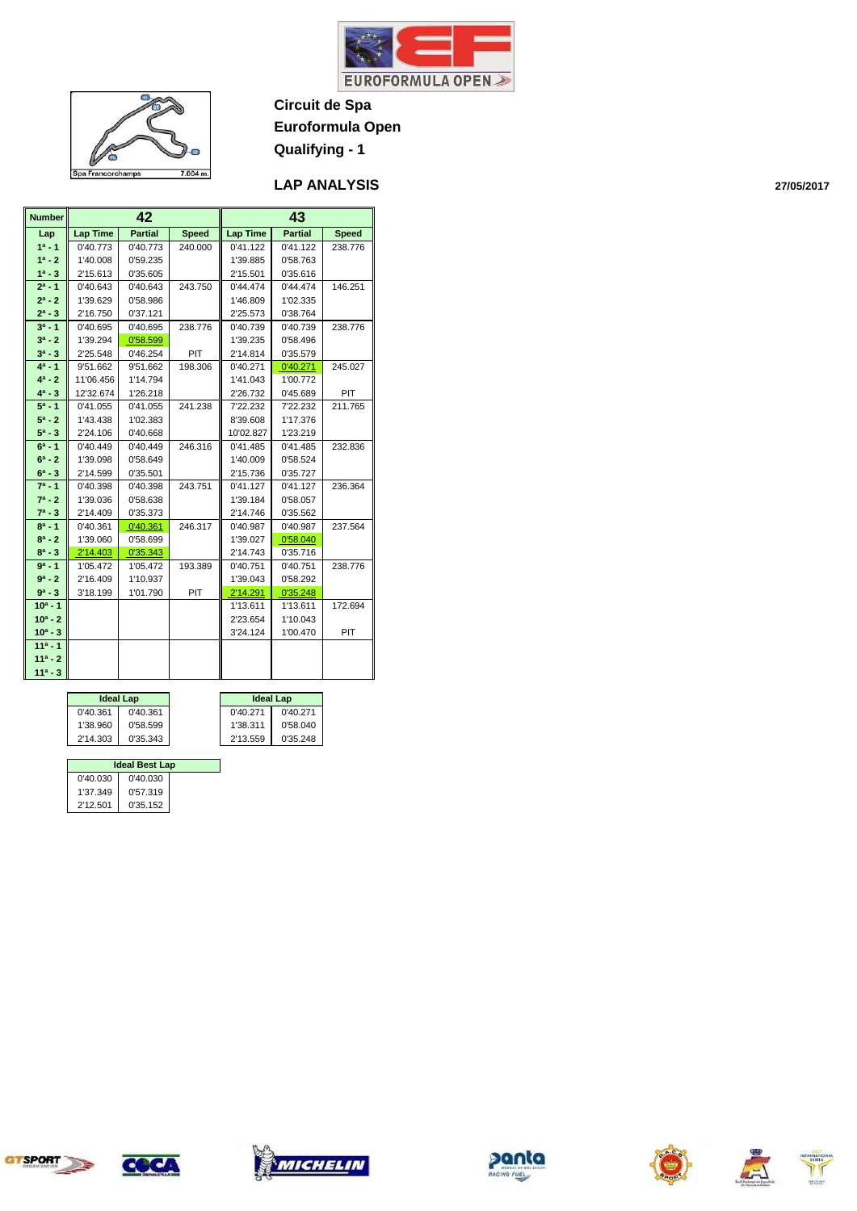# Circuit de Spa

## Euroformula Open

## Qualifying - 1

Spa Francorchamps 7.004 m.

## LAP ANALYSIS

27/05/2017

| Number | 42 | | | 43 | | |
|---|---|---|---|---|---|---|
| Lap | Lap Time | Partial | Speed | Lap Time | Partial | Speed |
| 1ª - 1 | 0'40.773 | 0'40.773 | 240.000 | 0'41.122 | 0'41.122 | 238.776 |
| 1ª - 2 | 1'40.008 | 0'59.235 | | 1'39.885 | 0'58.763 | |
| 1ª - 3 | 2'15.613 | 0'35.605 | | 2'15.501 | 0'35.616 | |
| 2ª - 1 | 0'40.643 | 0'40.643 | 243.750 | 0'44.474 | 0'44.474 | 146.251 |
| 2ª - 2 | 1'39.629 | 0'58.986 | | 1'46.809 | 1'02.335 | |
| 2ª - 3 | 2'16.750 | 0'37.121 | | 2'25.573 | 0'38.764 | |
| 3ª - 1 | 0'40.695 | 0'40.695 | 238.776 | 0'40.739 | 0'40.739 | 238.776 |
| 3ª - 2 | 1'39.294 | 0'58.599 | | 1'39.235 | 0'58.496 | |
| 3ª - 3 | 2'25.548 | 0'46.254 | PIT | 2'14.814 | 0'35.579 | |
| 4ª - 1 | 9'51.662 | 9'51.662 | 198.306 | 0'40.271 | 0'40.271 | 245.027 |
| 4ª - 2 | 11'06.456 | 1'14.794 | | 1'41.043 | 1'00.772 | |
| 4ª - 3 | 12'32.674 | 1'26.218 | | 2'26.732 | 0'45.689 | PIT |
| 5ª - 1 | 0'41.055 | 0'41.055 | 241.238 | 7'22.232 | 7'22.232 | 211.765 |
| 5ª - 2 | 1'43.438 | 1'02.383 | | 8'39.608 | 1'17.376 | |
| 5ª - 3 | 2'24.106 | 0'40.668 | | 10'02.827 | 1'23.219 | |
| 6ª - 1 | 0'40.449 | 0'40.449 | 246.316 | 0'41.485 | 0'41.485 | 232.836 |
| 6ª - 2 | 1'39.098 | 0'58.649 | | 1'40.009 | 0'58.524 | |
| 6ª - 3 | 2'14.599 | 0'35.501 | | 2'15.736 | 0'35.727 | |
| 7ª - 1 | 0'40.398 | 0'40.398 | 243.751 | 0'41.127 | 0'41.127 | 236.364 |
| 7ª - 2 | 1'39.036 | 0'58.638 | | 1'39.184 | 0'58.057 | |
| 7ª - 3 | 2'14.409 | 0'35.373 | | 2'14.746 | 0'35.562 | |
| 8ª - 1 | 0'40.361 | 0'40.361 | 246.317 | 0'40.987 | 0'40.987 | 237.564 |
| 8ª - 2 | 1'39.060 | 0'58.699 | | 1'39.027 | 0'58.040 | |
| 8ª - 3 | 2'14.403 | 0'35.343 | | 2'14.743 | 0'35.716 | |
| 9ª - 1 | 1'05.472 | 1'05.472 | 193.389 | 0'40.751 | 0'40.751 | 238.776 |
| 9ª - 2 | 2'16.409 | 1'10.937 | | 1'39.043 | 0'58.292 | |
| 9ª - 3 | 3'18.199 | 1'01.790 | PIT | 2'14.291 | 0'35.248 | |
| 10ª - 1 | | | | 1'13.611 | 1'13.611 | 172.694 |
| 10ª - 2 | | | | 2'23.654 | 1'10.043 | |
| 10ª - 3 | | | | 3'24.124 | 1'00.470 | PIT |
| 11ª - 1 | | | | | | |
| 11ª - 2 | | | | | | |
| 11ª - 3 | | | | | | |

| Ideal Lap (42) | |
|---|---|
| 0'40.361 | 0'40.361 |
| 1'38.960 | 0'58.599 |
| 2'14.303 | 0'35.343 |

| Ideal Lap (43) | |
|---|---|
| 0'40.271 | 0'40.271 |
| 1'38.311 | 0'58.040 |
| 2'13.559 | 0'35.248 |

| Ideal Best Lap | |
|---|---|
| 0'40.030 | 0'40.030 |
| 1'37.349 | 0'57.319 |
| 2'12.501 | 0'35.152 |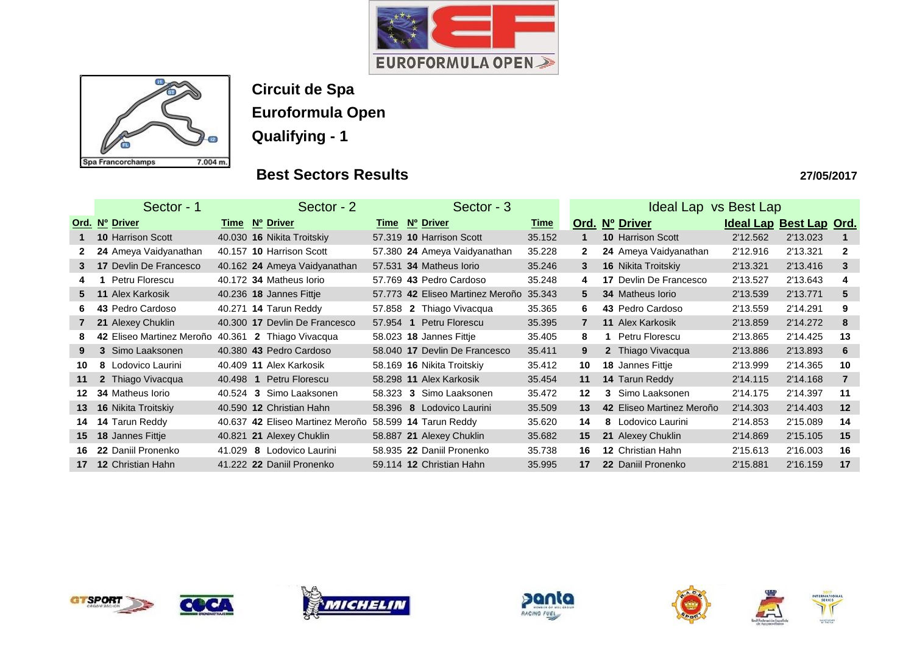# Circuit de Spa

## Euroformula Open

## Qualifying - 1

### Best Sectors Results

27/05/2017

| Sector - 1 | | | | Sector - 2 | | | Sector - 3 | | | Ideal Lap vs Best Lap | | | | | |
|---|---|---|---|---|---|---|---|---|---|---|---|---|---|---|---|
| Ord. | Nº | Driver | Time | Nº | Driver | Time | Nº | Driver | Time | Ord. | Nº | Driver | Ideal Lap | Best Lap | Ord. |
| 1 | 10 | Harrison Scott | 40.030 | 16 | Nikita Troitskiy | 57.319 | 10 | Harrison Scott | 35.152 | 1 | 10 | Harrison Scott | 2'12.562 | 2'13.023 | 1 |
| 2 | 24 | Ameya Vaidyanathan | 40.157 | 10 | Harrison Scott | 57.380 | 24 | Ameya Vaidyanathan | 35.228 | 2 | 24 | Ameya Vaidyanathan | 2'12.916 | 2'13.321 | 2 |
| 3 | 17 | Devlin De Francesco | 40.162 | 24 | Ameya Vaidyanathan | 57.531 | 34 | Matheus Iorio | 35.246 | 3 | 16 | Nikita Troitskiy | 2'13.321 | 2'13.416 | 3 |
| 4 | 1 | Petru Florescu | 40.172 | 34 | Matheus Iorio | 57.769 | 43 | Pedro Cardoso | 35.248 | 4 | 17 | Devlin De Francesco | 2'13.527 | 2'13.643 | 4 |
| 5 | 11 | Alex Karkosik | 40.236 | 18 | Jannes Fittje | 57.773 | 42 | Eliseo Martinez Meroño | 35.343 | 5 | 34 | Matheus Iorio | 2'13.539 | 2'13.771 | 5 |
| 6 | 43 | Pedro Cardoso | 40.271 | 14 | Tarun Reddy | 57.858 | 2 | Thiago Vivacqua | 35.365 | 6 | 43 | Pedro Cardoso | 2'13.559 | 2'14.291 | 9 |
| 7 | 21 | Alexey Chuklin | 40.300 | 17 | Devlin De Francesco | 57.954 | 1 | Petru Florescu | 35.395 | 7 | 11 | Alex Karkosik | 2'13.859 | 2'14.272 | 8 |
| 8 | 42 | Eliseo Martinez Meroño | 40.361 | 2 | Thiago Vivacqua | 58.023 | 18 | Jannes Fittje | 35.405 | 8 | 1 | Petru Florescu | 2'13.865 | 2'14.425 | 13 |
| 9 | 3 | Simo Laaksonen | 40.380 | 43 | Pedro Cardoso | 58.040 | 17 | Devlin De Francesco | 35.411 | 9 | 2 | Thiago Vivacqua | 2'13.886 | 2'13.893 | 6 |
| 10 | 8 | Lodovico Laurini | 40.409 | 11 | Alex Karkosik | 58.169 | 16 | Nikita Troitskiy | 35.412 | 10 | 18 | Jannes Fittje | 2'13.999 | 2'14.365 | 10 |
| 11 | 2 | Thiago Vivacqua | 40.498 | 1 | Petru Florescu | 58.298 | 11 | Alex Karkosik | 35.454 | 11 | 14 | Tarun Reddy | 2'14.115 | 2'14.168 | 7 |
| 12 | 34 | Matheus Iorio | 40.524 | 3 | Simo Laaksonen | 58.323 | 3 | Simo Laaksonen | 35.472 | 12 | 3 | Simo Laaksonen | 2'14.175 | 2'14.397 | 11 |
| 13 | 16 | Nikita Troitskiy | 40.590 | 12 | Christian Hahn | 58.396 | 8 | Lodovico Laurini | 35.509 | 13 | 42 | Eliseo Martinez Meroño | 2'14.303 | 2'14.403 | 12 |
| 14 | 14 | Tarun Reddy | 40.637 | 42 | Eliseo Martinez Meroño | 58.599 | 14 | Tarun Reddy | 35.620 | 14 | 8 | Lodovico Laurini | 2'14.853 | 2'15.089 | 14 |
| 15 | 18 | Jannes Fittje | 40.821 | 21 | Alexey Chuklin | 58.887 | 21 | Alexey Chuklin | 35.682 | 15 | 21 | Alexey Chuklin | 2'14.869 | 2'15.105 | 15 |
| 16 | 22 | Daniil Pronenko | 41.029 | 8 | Lodovico Laurini | 58.935 | 22 | Daniil Pronenko | 35.738 | 16 | 12 | Christian Hahn | 2'15.613 | 2'16.003 | 16 |
| 17 | 12 | Christian Hahn | 41.222 | 22 | Daniil Pronenko | 59.114 | 12 | Christian Hahn | 35.995 | 17 | 22 | Daniil Pronenko | 2'15.881 | 2'16.159 | 17 |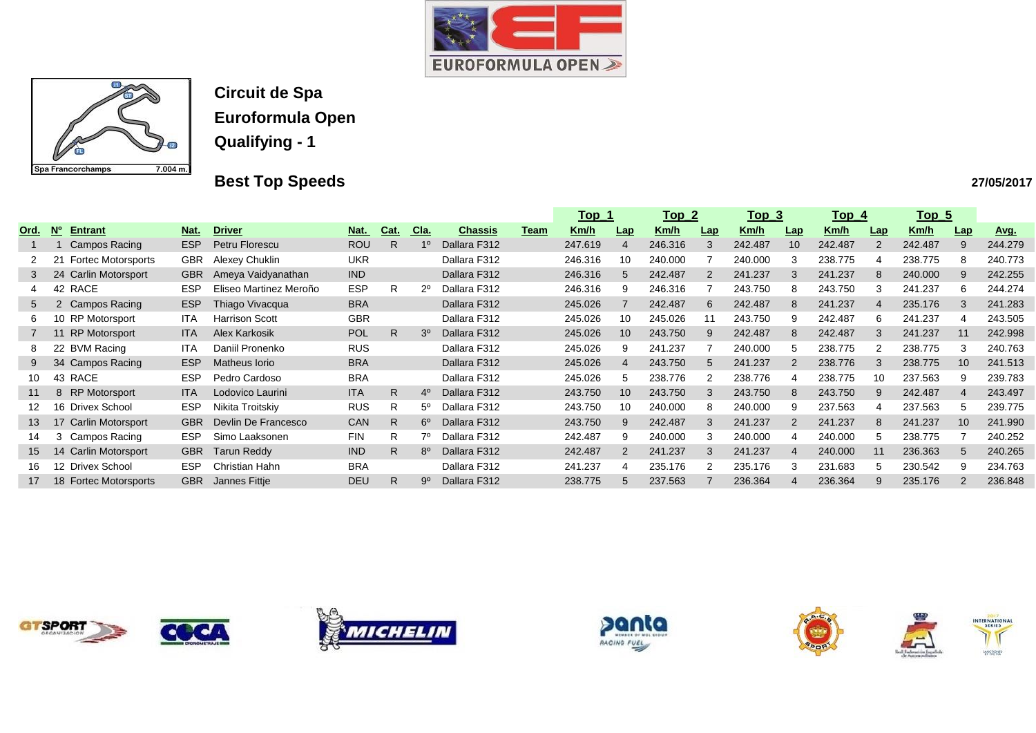Spa Francorchamps 7.004 m.

# Circuit de Spa
## Euroformula Open
## Qualifying - 1

## Best Top Speeds

27/05/2017

| Ord. | Nº | Entrant | Nat. | Driver | Nat. | Cat. | Cla. | Chassis | Team | Top 1 Km/h | Top 1 Lap | Top 2 Km/h | Top 2 Lap | Top 3 Km/h | Top 3 Lap | Top 4 Km/h | Top 4 Lap | Top 5 Km/h | Top 5 Lap | Avg. |
|---|---|---|---|---|---|---|---|---|---|---|---|---|---|---|---|---|---|---|---|---|
| 1 | 1 | Campos Racing | ESP | Petru Florescu | ROU | R | 1º | Dallara F312 | | 247.619 | 4 | 246.316 | 3 | 242.487 | 10 | 242.487 | 2 | 242.487 | 9 | 244.279 |
| 2 | 21 | Fortec Motorsports | GBR | Alexey Chuklin | UKR | | | Dallara F312 | | 246.316 | 10 | 240.000 | 7 | 240.000 | 3 | 238.775 | 4 | 238.775 | 8 | 240.773 |
| 3 | 24 | Carlin Motorsport | GBR | Ameya Vaidyanathan | IND | | | Dallara F312 | | 246.316 | 5 | 242.487 | 2 | 241.237 | 3 | 241.237 | 8 | 240.000 | 9 | 242.255 |
| 4 | 42 | RACE | ESP | Eliseo Martinez Meroño | ESP | R | 2º | Dallara F312 | | 246.316 | 9 | 246.316 | 7 | 243.750 | 8 | 243.750 | 3 | 241.237 | 6 | 244.274 |
| 5 | 2 | Campos Racing | ESP | Thiago Vivacqua | BRA | | | Dallara F312 | | 245.026 | 7 | 242.487 | 6 | 242.487 | 8 | 241.237 | 4 | 235.176 | 3 | 241.283 |
| 6 | 10 | RP Motorsport | ITA | Harrison Scott | GBR | | | Dallara F312 | | 245.026 | 10 | 245.026 | 11 | 243.750 | 9 | 242.487 | 6 | 241.237 | 4 | 243.505 |
| 7 | 11 | RP Motorsport | ITA | Alex Karkosik | POL | R | 3º | Dallara F312 | | 245.026 | 10 | 243.750 | 9 | 242.487 | 8 | 242.487 | 3 | 241.237 | 11 | 242.998 |
| 8 | 22 | BVM Racing | ITA | Daniil Pronenko | RUS | | | Dallara F312 | | 245.026 | 9 | 241.237 | 7 | 240.000 | 5 | 238.775 | 2 | 238.775 | 3 | 240.763 |
| 9 | 34 | Campos Racing | ESP | Matheus Iorio | BRA | | | Dallara F312 | | 245.026 | 4 | 243.750 | 5 | 241.237 | 2 | 238.776 | 3 | 238.775 | 10 | 241.513 |
| 10 | 43 | RACE | ESP | Pedro Cardoso | BRA | | | Dallara F312 | | 245.026 | 5 | 238.776 | 2 | 238.776 | 4 | 238.775 | 10 | 237.563 | 9 | 239.783 |
| 11 | 8 | RP Motorsport | ITA | Lodovico Laurini | ITA | R | 4º | Dallara F312 | | 243.750 | 10 | 243.750 | 3 | 243.750 | 8 | 243.750 | 9 | 242.487 | 4 | 243.497 |
| 12 | 16 | Drivex School | ESP | Nikita Troitskiy | RUS | R | 5º | Dallara F312 | | 243.750 | 10 | 240.000 | 8 | 240.000 | 9 | 237.563 | 4 | 237.563 | 5 | 239.775 |
| 13 | 17 | Carlin Motorsport | GBR | Devlin De Francesco | CAN | R | 6º | Dallara F312 | | 243.750 | 9 | 242.487 | 3 | 241.237 | 2 | 241.237 | 8 | 241.237 | 10 | 241.990 |
| 14 | 3 | Campos Racing | ESP | Simo Laaksonen | FIN | R | 7º | Dallara F312 | | 242.487 | 9 | 240.000 | 3 | 240.000 | 4 | 240.000 | 5 | 238.775 | 7 | 240.252 |
| 15 | 14 | Carlin Motorsport | GBR | Tarun Reddy | IND | R | 8º | Dallara F312 | | 242.487 | 2 | 241.237 | 3 | 241.237 | 4 | 240.000 | 11 | 236.363 | 5 | 240.265 |
| 16 | 12 | Drivex School | ESP | Christian Hahn | BRA | | | Dallara F312 | | 241.237 | 4 | 235.176 | 2 | 235.176 | 3 | 231.683 | 5 | 230.542 | 9 | 234.763 |
| 17 | 18 | Fortec Motorsports | GBR | Jannes Fittje | DEU | R | 9º | Dallara F312 | | 238.775 | 5 | 237.563 | 7 | 236.364 | 4 | 236.364 | 9 | 235.176 | 2 | 236.848 |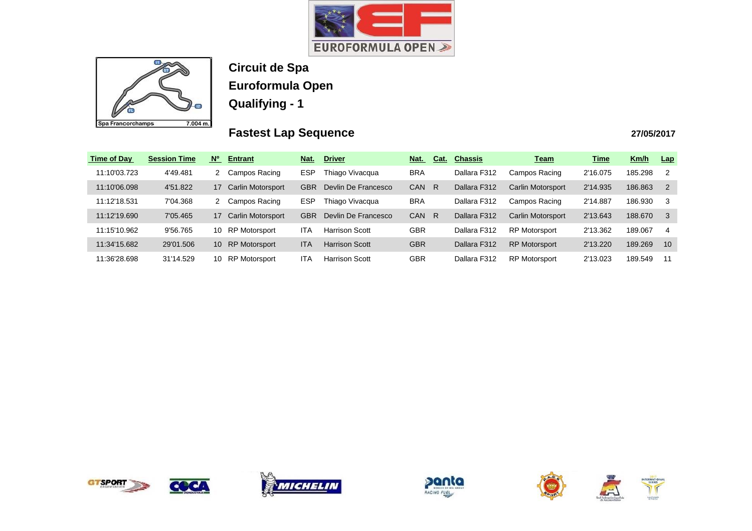# Circuit de Spa

## Euroformula Open

## Qualifying - 1

Spa Francorchamps 7.004 m.

### Fastest Lap Sequence

27/05/2017

| Time of Day | Session Time | Nº | Entrant | Nat. | Driver | Nat. | Cat. | Chassis | Team | Time | Km/h | Lap |
|---|---|---|---|---|---|---|---|---|---|---|---|---|
| 11:10'03.723 | 4'49.481 | 2 | Campos Racing | ESP | Thiago Vivacqua | BRA | | Dallara F312 | Campos Racing | 2'16.075 | 185.298 | 2 |
| 11:10'06.098 | 4'51.822 | 17 | Carlin Motorsport | GBR | Devlin De Francesco | CAN | R | Dallara F312 | Carlin Motorsport | 2'14.935 | 186.863 | 2 |
| 11:12'18.531 | 7'04.368 | 2 | Campos Racing | ESP | Thiago Vivacqua | BRA | | Dallara F312 | Campos Racing | 2'14.887 | 186.930 | 3 |
| 11:12'19.690 | 7'05.465 | 17 | Carlin Motorsport | GBR | Devlin De Francesco | CAN | R | Dallara F312 | Carlin Motorsport | 2'13.643 | 188.670 | 3 |
| 11:15'10.962 | 9'56.765 | 10 | RP Motorsport | ITA | Harrison Scott | GBR | | Dallara F312 | RP Motorsport | 2'13.362 | 189.067 | 4 |
| 11:34'15.682 | 29'01.506 | 10 | RP Motorsport | ITA | Harrison Scott | GBR | | Dallara F312 | RP Motorsport | 2'13.220 | 189.269 | 10 |
| 11:36'28.698 | 31'14.529 | 10 | RP Motorsport | ITA | Harrison Scott | GBR | | Dallara F312 | RP Motorsport | 2'13.023 | 189.549 | 11 |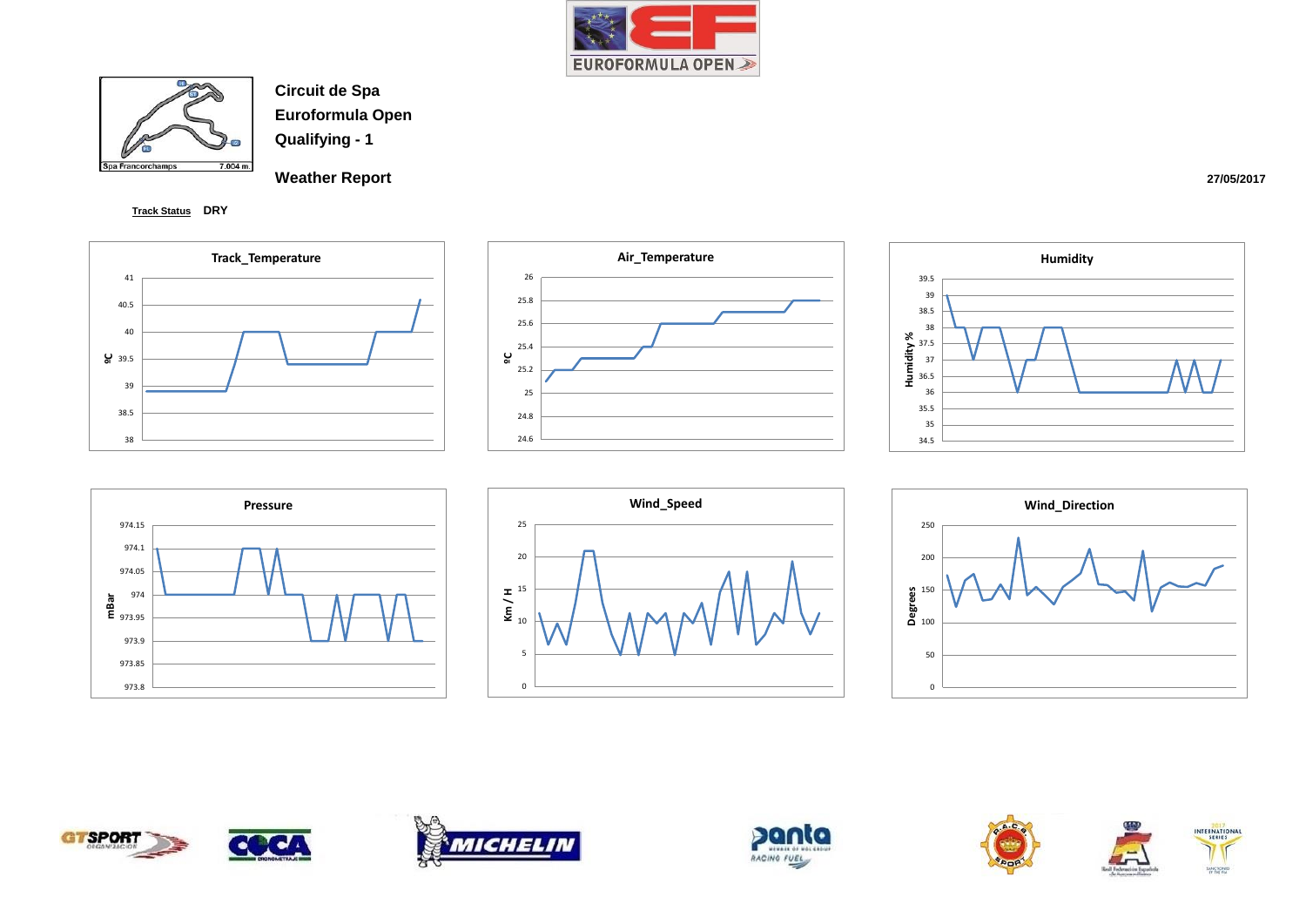**Circuit de Spa**
**Euroformula Open**
**Qualifying - 1**

**Weather Report**

27/05/2017

Track Status DRY

Spa Francorchamps 7.004 m.

Track_Temperature

Air_Temperature

Humidity

Pressure

Wind_Speed

Wind_Direction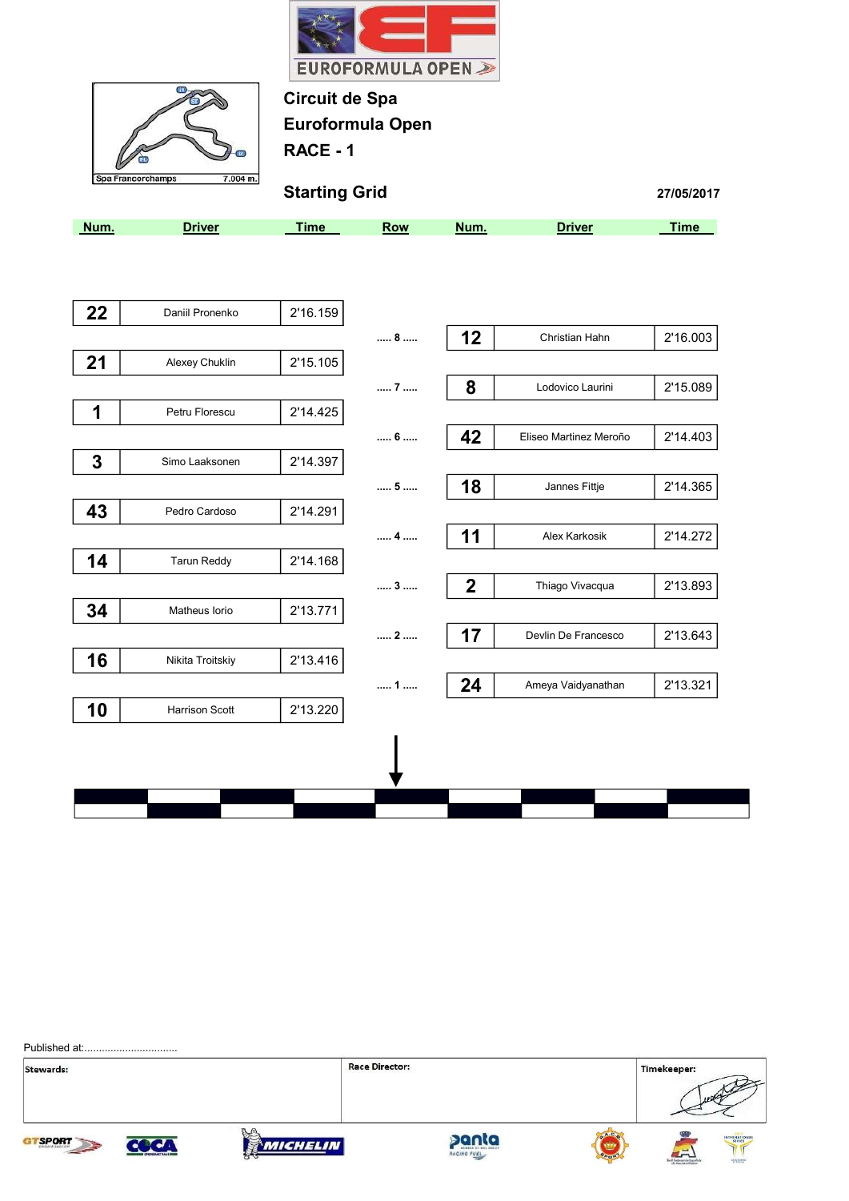Spa Francorchamps 7.004 m.

EUROFORMULA OPEN

# Circuit de Spa
# Euroformula Open
# RACE - 1

## Starting Grid

27/05/2017

| Num. | Driver | Time | Row | Num. | Driver | Time |
|---|---|---|---|---|---|---|
| 22 | Daniil Pronenko | 2'16.159 | 8 | 12 | Christian Hahn | 2'16.003 |
| 21 | Alexey Chuklin | 2'15.105 | 7 | 8 | Lodovico Laurini | 2'15.089 |
| 1 | Petru Florescu | 2'14.425 | 6 | 42 | Eliseo Martinez Meroño | 2'14.403 |
| 3 | Simo Laaksonen | 2'14.397 | 5 | 18 | Jannes Fittje | 2'14.365 |
| 43 | Pedro Cardoso | 2'14.291 | 4 | 11 | Alex Karkosik | 2'14.272 |
| 14 | Tarun Reddy | 2'14.168 | 3 | 2 | Thiago Vivacqua | 2'13.893 |
| 34 | Matheus Iorio | 2'13.771 | 2 | 17 | Devlin De Francesco | 2'13.643 |
| 16 | Nikita Troitskiy | 2'13.416 | 1 | 24 | Ameya Vaidyanathan | 2'13.321 |
| 10 | Harrison Scott | 2'13.220 | | | | |

Published at:.................................

| Stewards: | Race Director: | Timekeeper: |
|---|---|---|
| | | |